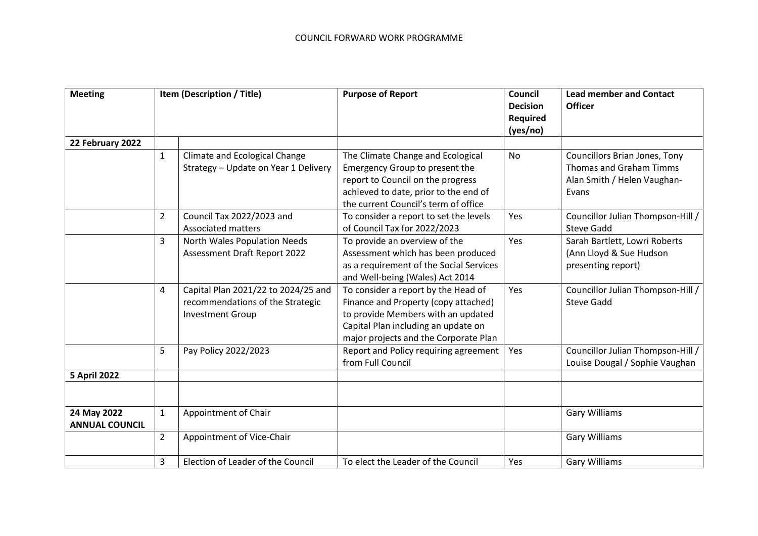# COUNCIL FORWARD WORK PROGRAMME

| Meeting | Item (Description / Title) | | Purpose of Report | Council Decision Required (yes/no) | Lead member and Contact Officer |
|---|---|---|---|---|---|
| **22 February 2022** | | | | | |
| | 1 | Climate and Ecological Change Strategy – Update on Year 1 Delivery | The Climate Change and Ecological Emergency Group to present the report to Council on the progress achieved to date, prior to the end of the current Council's term of office | No | Councillors Brian Jones, Tony Thomas and Graham Timms Alan Smith / Helen Vaughan-Evans |
| | 2 | Council Tax 2022/2023 and Associated matters | To consider a report to set the levels of Council Tax for 2022/2023 | Yes | Councillor Julian Thompson-Hill / Steve Gadd |
| | 3 | North Wales Population Needs Assessment Draft Report 2022 | To provide an overview of the Assessment which has been produced as a requirement of the Social Services and Well-being (Wales) Act 2014 | Yes | Sarah Bartlett, Lowri Roberts (Ann Lloyd & Sue Hudson presenting report) |
| | 4 | Capital Plan 2021/22 to 2024/25 and recommendations of the Strategic Investment Group | To consider a report by the Head of Finance and Property (copy attached) to provide Members with an updated Capital Plan including an update on major projects and the Corporate Plan | Yes | Councillor Julian Thompson-Hill / Steve Gadd |
| | 5 | Pay Policy 2022/2023 | Report and Policy requiring agreement from Full Council | Yes | Councillor Julian Thompson-Hill / Louise Dougal / Sophie Vaughan |
| **5 April 2022** | | | | | |
| | | | | | |
| **24 May 2022 ANNUAL COUNCIL** | 1 | Appointment of Chair | | | Gary Williams |
| | 2 | Appointment of Vice-Chair | | | Gary Williams |
| | 3 | Election of Leader of the Council | To elect the Leader of the Council | Yes | Gary Williams |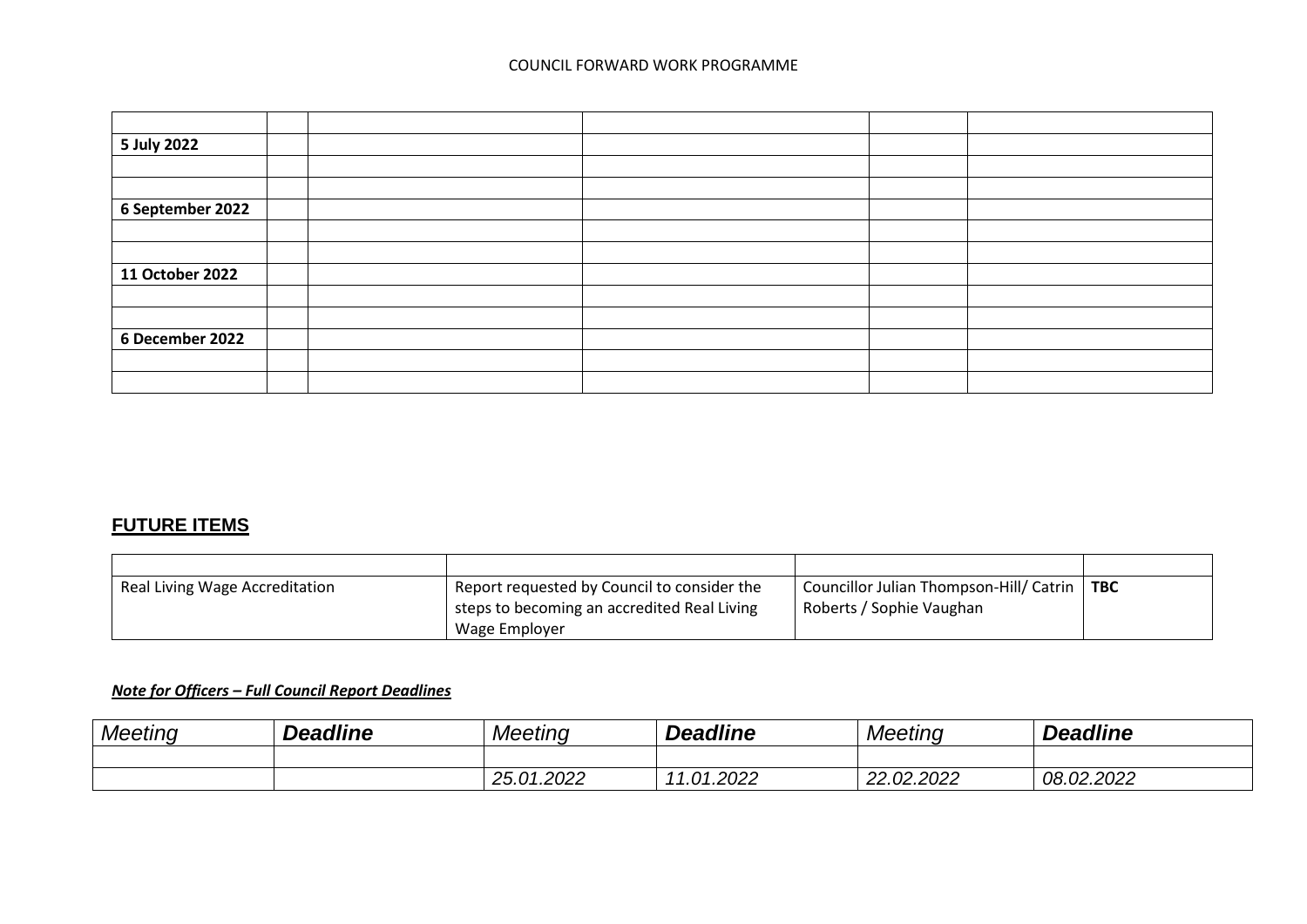COUNCIL FORWARD WORK PROGRAMME

| | | | | | |
|---|---|---|---|---|---|
| **5 July 2022** | | | | | |
| | | | | | |
| | | | | | |
| **6 September 2022** | | | | | |
| | | | | | |
| | | | | | |
| **11 October 2022** | | | | | |
| | | | | | |
| | | | | | |
| **6 December 2022** | | | | | |
| | | | | | |
| | | | | | |

## FUTURE ITEMS

| | | | |
|---|---|---|---|
| Real Living Wage Accreditation | Report requested by Council to consider the steps to becoming an accredited Real Living Wage Employer | Councillor Julian Thompson-Hill/ Catrin Roberts / Sophie Vaughan | **TBC** |

***Note for Officers – Full Council Report Deadlines***

| *Meeting* | ***Deadline*** | *Meeting* | ***Deadline*** | *Meeting* | ***Deadline*** |
|---|---|---|---|---|---|
| | | | | | |
| | | *25.01.2022* | *11.01.2022* | *22.02.2022* | *08.02.2022* |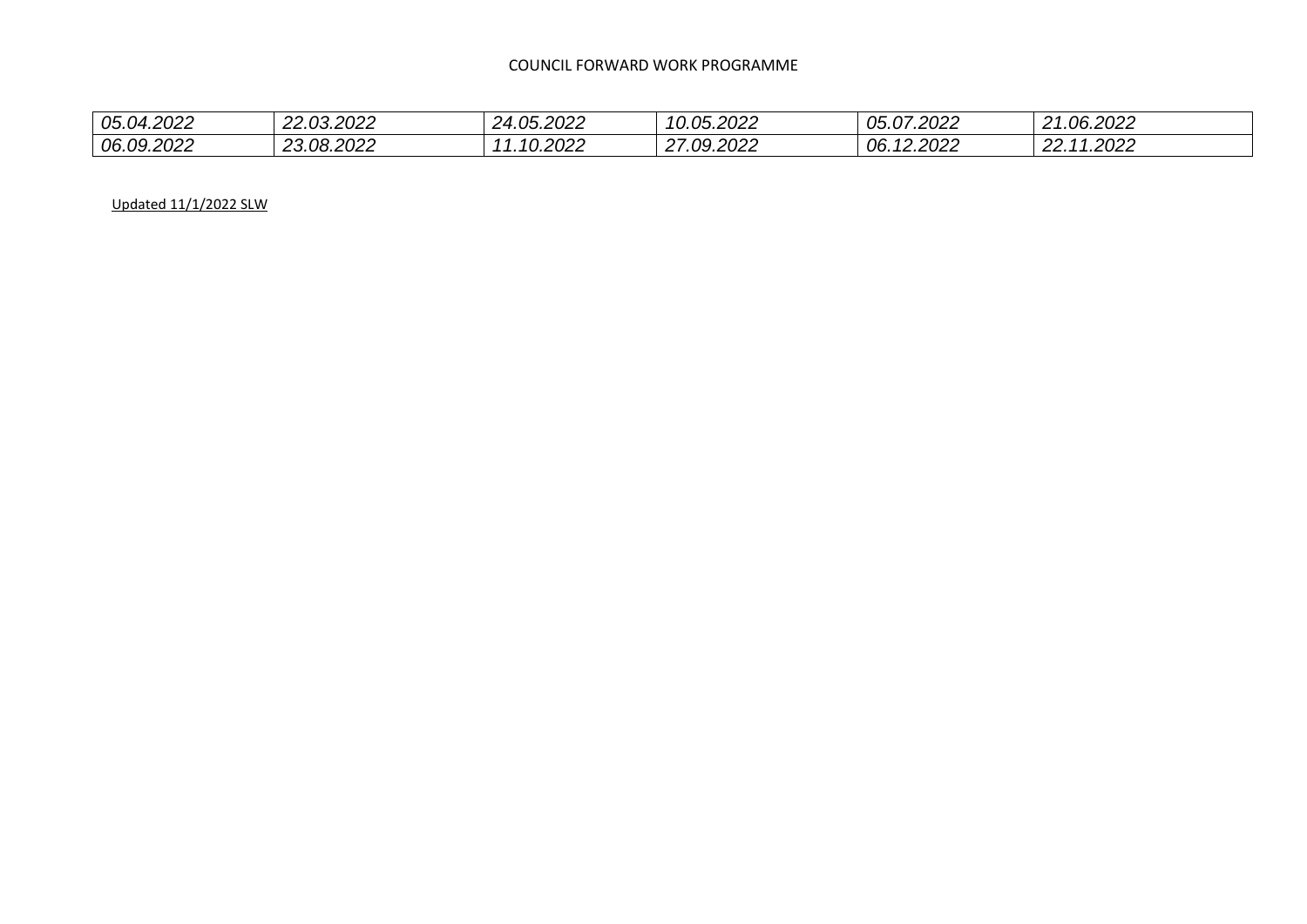COUNCIL FORWARD WORK PROGRAMME

| | | | | | |
|---|---|---|---|---|---|
| *05.04.2022* | *22.03.2022* | *24.05.2022* | *10.05.2022* | *05.07.2022* | *21.06.2022* |
| *06.09.2022* | *23.08.2022* | *11.10.2022* | *27.09.2022* | *06.12.2022* | *22.11.2022* |

Updated 11/1/2022 SLW